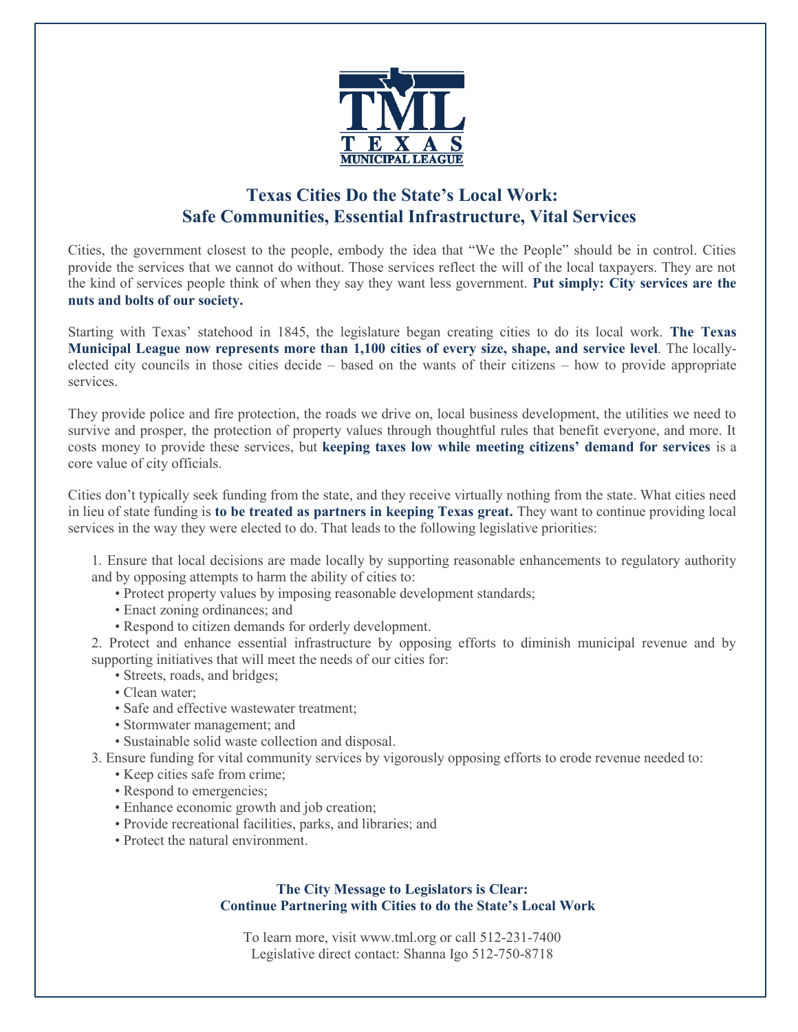TML
TEXAS
MUNICIPAL LEAGUE

## Texas Cities Do the State's Local Work: Safe Communities, Essential Infrastructure, Vital Services

Cities, the government closest to the people, embody the idea that "We the People" should be in control. Cities provide the services that we cannot do without. Those services reflect the will of the local taxpayers. They are not the kind of services people think of when they say they want less government. **Put simply: City services are the nuts and bolts of our society.**

Starting with Texas' statehood in 1845, the legislature began creating cities to do its local work. **The Texas Municipal League now represents more than 1,100 cities of every size, shape, and service level**. The locally-elected city councils in those cities decide – based on the wants of their citizens – how to provide appropriate services.

They provide police and fire protection, the roads we drive on, local business development, the utilities we need to survive and prosper, the protection of property values through thoughtful rules that benefit everyone, and more. It costs money to provide these services, but **keeping taxes low while meeting citizens' demand for services** is a core value of city officials.

Cities don't typically seek funding from the state, and they receive virtually nothing from the state. What cities need in lieu of state funding is **to be treated as partners in keeping Texas great.** They want to continue providing local services in the way they were elected to do. That leads to the following legislative priorities:

1. Ensure that local decisions are made locally by supporting reasonable enhancements to regulatory authority and by opposing attempts to harm the ability of cities to:
   - Protect property values by imposing reasonable development standards;
   - Enact zoning ordinances; and
   - Respond to citizen demands for orderly development.
2. Protect and enhance essential infrastructure by opposing efforts to diminish municipal revenue and by supporting initiatives that will meet the needs of our cities for:
   - Streets, roads, and bridges;
   - Clean water;
   - Safe and effective wastewater treatment;
   - Stormwater management; and
   - Sustainable solid waste collection and disposal.
3. Ensure funding for vital community services by vigorously opposing efforts to erode revenue needed to:
   - Keep cities safe from crime;
   - Respond to emergencies;
   - Enhance economic growth and job creation;
   - Provide recreational facilities, parks, and libraries; and
   - Protect the natural environment.

**The City Message to Legislators is Clear: Continue Partnering with Cities to do the State's Local Work**

To learn more, visit www.tml.org or call 512-231-7400
Legislative direct contact: Shanna Igo 512-750-8718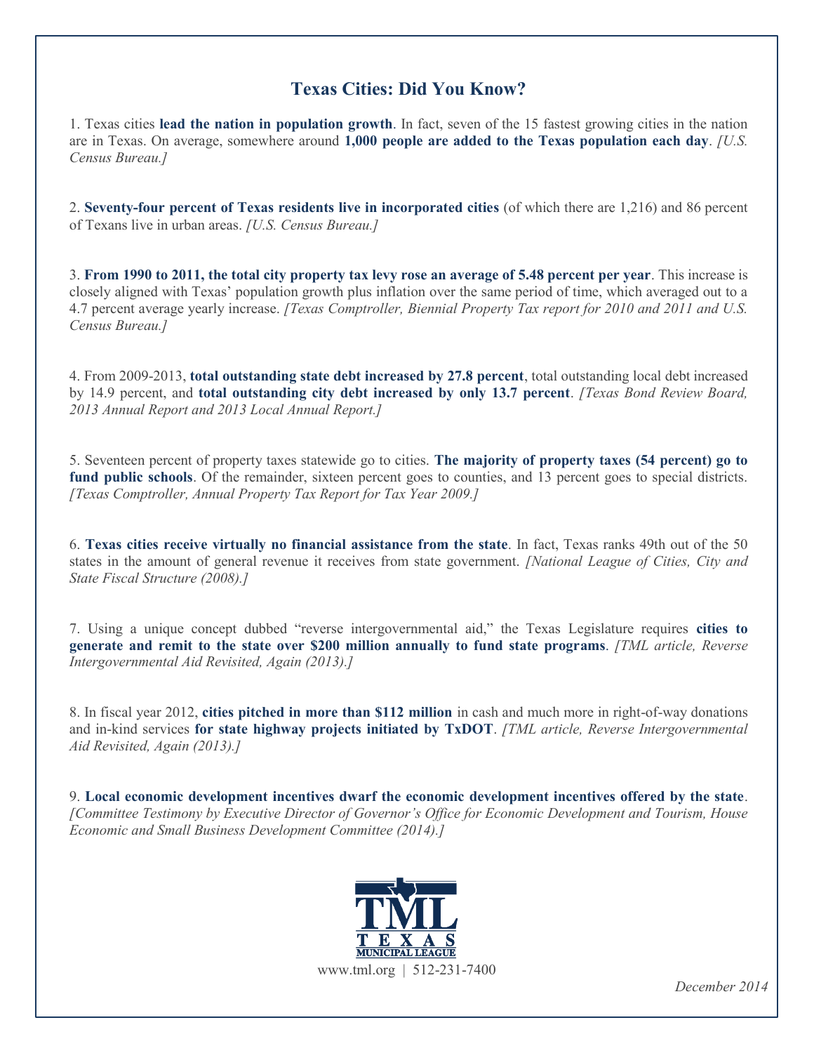# Texas Cities: Did You Know?

1. Texas cities **lead the nation in population growth**. In fact, seven of the 15 fastest growing cities in the nation are in Texas. On average, somewhere around **1,000 people are added to the Texas population each day**. *[U.S. Census Bureau.]*

2. **Seventy-four percent of Texas residents live in incorporated cities** (of which there are 1,216) and 86 percent of Texans live in urban areas. *[U.S. Census Bureau.]*

3. **From 1990 to 2011, the total city property tax levy rose an average of 5.48 percent per year**. This increase is closely aligned with Texas' population growth plus inflation over the same period of time, which averaged out to a 4.7 percent average yearly increase. *[Texas Comptroller, Biennial Property Tax report for 2010 and 2011 and U.S. Census Bureau.]*

4. From 2009-2013, **total outstanding state debt increased by 27.8 percent**, total outstanding local debt increased by 14.9 percent, and **total outstanding city debt increased by only 13.7 percent**. *[Texas Bond Review Board, 2013 Annual Report and 2013 Local Annual Report.]*

5. Seventeen percent of property taxes statewide go to cities. **The majority of property taxes (54 percent) go to fund public schools**. Of the remainder, sixteen percent goes to counties, and 13 percent goes to special districts. *[Texas Comptroller, Annual Property Tax Report for Tax Year 2009.]*

6. **Texas cities receive virtually no financial assistance from the state**. In fact, Texas ranks 49th out of the 50 states in the amount of general revenue it receives from state government. *[National League of Cities, City and State Fiscal Structure (2008).]*

7. Using a unique concept dubbed "reverse intergovernmental aid," the Texas Legislature requires **cities to generate and remit to the state over $200 million annually to fund state programs**. *[TML article, Reverse Intergovernmental Aid Revisited, Again (2013).]*

8. In fiscal year 2012, **cities pitched in more than $112 million** in cash and much more in right-of-way donations and in-kind services **for state highway projects initiated by TxDOT**. *[TML article, Reverse Intergovernmental Aid Revisited, Again (2013).]*

9. **Local economic development incentives dwarf the economic development incentives offered by the state**. *[Committee Testimony by Executive Director of Governor's Office for Economic Development and Tourism, House Economic and Small Business Development Committee (2014).]*

TML
TEXAS
MUNICIPAL LEAGUE

www.tml.org | 512-231-7400

*December 2014*